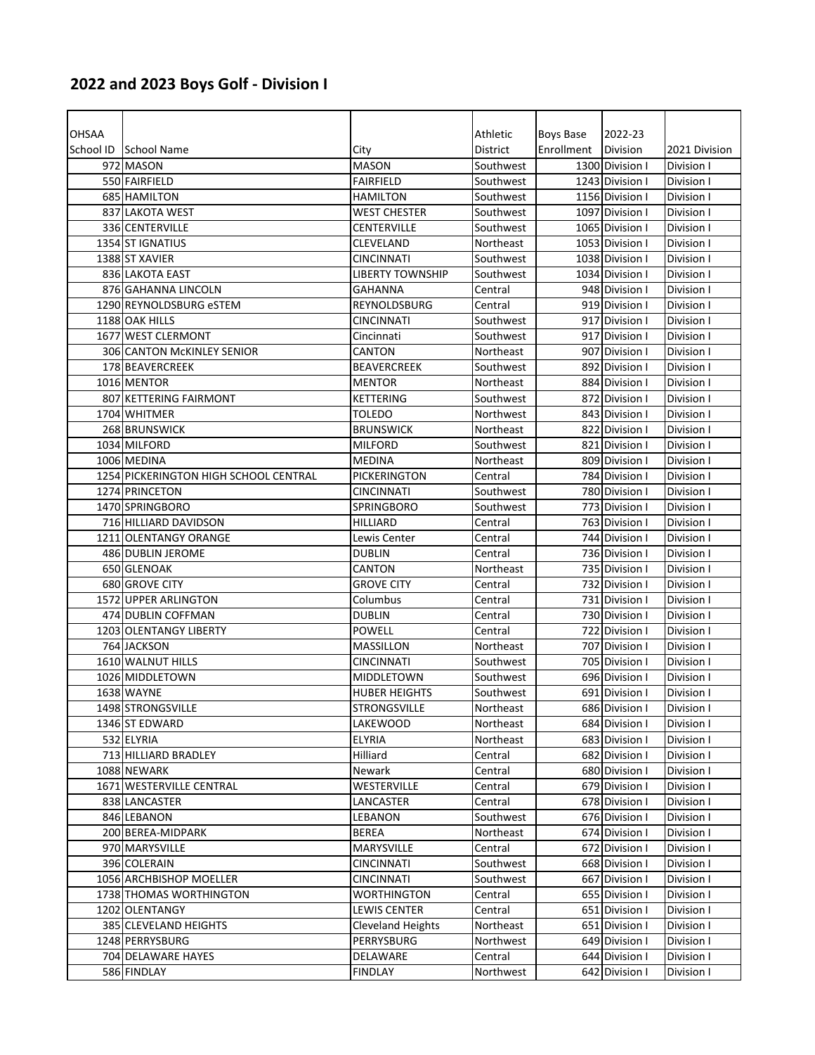# 2022 and 2023 Boys Golf - Division I

| OHSAA School ID | School Name | City | Athletic District | Boys Base Enrollment | 2022-23 Division | 2021 Division |
|---|---|---|---|---|---|---|
| 972 | MASON | MASON | Southwest | 1300 | Division I | Division I |
| 550 | FAIRFIELD | FAIRFIELD | Southwest | 1243 | Division I | Division I |
| 685 | HAMILTON | HAMILTON | Southwest | 1156 | Division I | Division I |
| 837 | LAKOTA WEST | WEST CHESTER | Southwest | 1097 | Division I | Division I |
| 336 | CENTERVILLE | CENTERVILLE | Southwest | 1065 | Division I | Division I |
| 1354 | ST IGNATIUS | CLEVELAND | Northeast | 1053 | Division I | Division I |
| 1388 | ST XAVIER | CINCINNATI | Southwest | 1038 | Division I | Division I |
| 836 | LAKOTA EAST | LIBERTY TOWNSHIP | Southwest | 1034 | Division I | Division I |
| 876 | GAHANNA LINCOLN | GAHANNA | Central | 948 | Division I | Division I |
| 1290 | REYNOLDSBURG eSTEM | REYNOLDSBURG | Central | 919 | Division I | Division I |
| 1188 | OAK HILLS | CINCINNATI | Southwest | 917 | Division I | Division I |
| 1677 | WEST CLERMONT | Cincinnati | Southwest | 917 | Division I | Division I |
| 306 | CANTON McKINLEY SENIOR | CANTON | Northeast | 907 | Division I | Division I |
| 178 | BEAVERCREEK | BEAVERCREEK | Southwest | 892 | Division I | Division I |
| 1016 | MENTOR | MENTOR | Northeast | 884 | Division I | Division I |
| 807 | KETTERING FAIRMONT | KETTERING | Southwest | 872 | Division I | Division I |
| 1704 | WHITMER | TOLEDO | Northwest | 843 | Division I | Division I |
| 268 | BRUNSWICK | BRUNSWICK | Northeast | 822 | Division I | Division I |
| 1034 | MILFORD | MILFORD | Southwest | 821 | Division I | Division I |
| 1006 | MEDINA | MEDINA | Northeast | 809 | Division I | Division I |
| 1254 | PICKERINGTON HIGH SCHOOL CENTRAL | PICKERINGTON | Central | 784 | Division I | Division I |
| 1274 | PRINCETON | CINCINNATI | Southwest | 780 | Division I | Division I |
| 1470 | SPRINGBORO | SPRINGBORO | Southwest | 773 | Division I | Division I |
| 716 | HILLIARD DAVIDSON | HILLIARD | Central | 763 | Division I | Division I |
| 1211 | OLENTANGY ORANGE | Lewis Center | Central | 744 | Division I | Division I |
| 486 | DUBLIN JEROME | DUBLIN | Central | 736 | Division I | Division I |
| 650 | GLENOAK | CANTON | Northeast | 735 | Division I | Division I |
| 680 | GROVE CITY | GROVE CITY | Central | 732 | Division I | Division I |
| 1572 | UPPER ARLINGTON | Columbus | Central | 731 | Division I | Division I |
| 474 | DUBLIN COFFMAN | DUBLIN | Central | 730 | Division I | Division I |
| 1203 | OLENTANGY LIBERTY | POWELL | Central | 722 | Division I | Division I |
| 764 | JACKSON | MASSILLON | Northeast | 707 | Division I | Division I |
| 1610 | WALNUT HILLS | CINCINNATI | Southwest | 705 | Division I | Division I |
| 1026 | MIDDLETOWN | MIDDLETOWN | Southwest | 696 | Division I | Division I |
| 1638 | WAYNE | HUBER HEIGHTS | Southwest | 691 | Division I | Division I |
| 1498 | STRONGSVILLE | STRONGSVILLE | Northeast | 686 | Division I | Division I |
| 1346 | ST EDWARD | LAKEWOOD | Northeast | 684 | Division I | Division I |
| 532 | ELYRIA | ELYRIA | Northeast | 683 | Division I | Division I |
| 713 | HILLIARD BRADLEY | Hilliard | Central | 682 | Division I | Division I |
| 1088 | NEWARK | Newark | Central | 680 | Division I | Division I |
| 1671 | WESTERVILLE CENTRAL | WESTERVILLE | Central | 679 | Division I | Division I |
| 838 | LANCASTER | LANCASTER | Central | 678 | Division I | Division I |
| 846 | LEBANON | LEBANON | Southwest | 676 | Division I | Division I |
| 200 | BEREA-MIDPARK | BEREA | Northeast | 674 | Division I | Division I |
| 970 | MARYSVILLE | MARYSVILLE | Central | 672 | Division I | Division I |
| 396 | COLERAIN | CINCINNATI | Southwest | 668 | Division I | Division I |
| 1056 | ARCHBISHOP MOELLER | CINCINNATI | Southwest | 667 | Division I | Division I |
| 1738 | THOMAS WORTHINGTON | WORTHINGTON | Central | 655 | Division I | Division I |
| 1202 | OLENTANGY | LEWIS CENTER | Central | 651 | Division I | Division I |
| 385 | CLEVELAND HEIGHTS | Cleveland Heights | Northeast | 651 | Division I | Division I |
| 1248 | PERRYSBURG | PERRYSBURG | Northwest | 649 | Division I | Division I |
| 704 | DELAWARE HAYES | DELAWARE | Central | 644 | Division I | Division I |
| 586 | FINDLAY | FINDLAY | Northwest | 642 | Division I | Division I |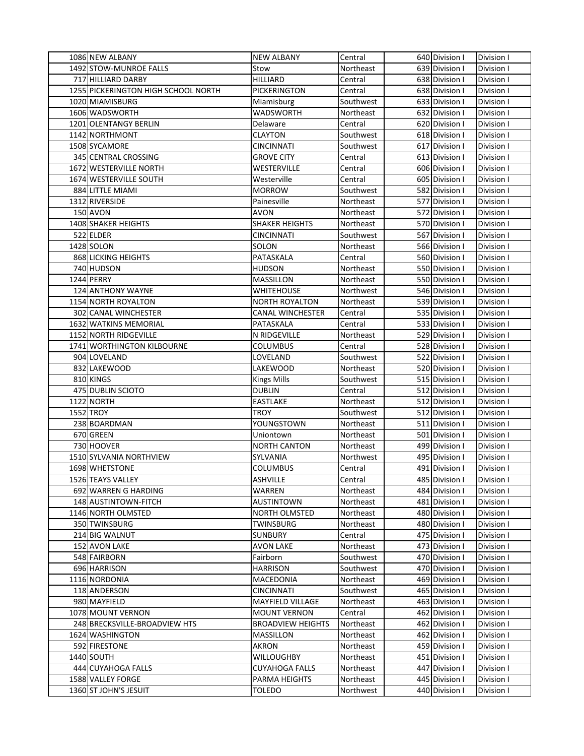| | | | | | | |
|---|---|---|---|---|---|---|
| 1086 | NEW ALBANY | NEW ALBANY | Central | 640 | Division I | Division I |
| 1492 | STOW-MUNROE FALLS | Stow | Northeast | 639 | Division I | Division I |
| 717 | HILLIARD DARBY | HILLIARD | Central | 638 | Division I | Division I |
| 1255 | PICKERINGTON HIGH SCHOOL NORTH | PICKERINGTON | Central | 638 | Division I | Division I |
| 1020 | MIAMISBURG | Miamisburg | Southwest | 633 | Division I | Division I |
| 1606 | WADSWORTH | WADSWORTH | Northeast | 632 | Division I | Division I |
| 1201 | OLENTANGY BERLIN | Delaware | Central | 620 | Division I | Division I |
| 1142 | NORTHMONT | CLAYTON | Southwest | 618 | Division I | Division I |
| 1508 | SYCAMORE | CINCINNATI | Southwest | 617 | Division I | Division I |
| 345 | CENTRAL CROSSING | GROVE CITY | Central | 613 | Division I | Division I |
| 1672 | WESTERVILLE NORTH | WESTERVILLE | Central | 606 | Division I | Division I |
| 1674 | WESTERVILLE SOUTH | Westerville | Central | 605 | Division I | Division I |
| 884 | LITTLE MIAMI | MORROW | Southwest | 582 | Division I | Division I |
| 1312 | RIVERSIDE | Painesville | Northeast | 577 | Division I | Division I |
| 150 | AVON | AVON | Northeast | 572 | Division I | Division I |
| 1408 | SHAKER HEIGHTS | SHAKER HEIGHTS | Northeast | 570 | Division I | Division I |
| 522 | ELDER | CINCINNATI | Southwest | 567 | Division I | Division I |
| 1428 | SOLON | SOLON | Northeast | 566 | Division I | Division I |
| 868 | LICKING HEIGHTS | PATASKALA | Central | 560 | Division I | Division I |
| 740 | HUDSON | HUDSON | Northeast | 550 | Division I | Division I |
| 1244 | PERRY | MASSILLON | Northeast | 550 | Division I | Division I |
| 124 | ANTHONY WAYNE | WHITEHOUSE | Northwest | 546 | Division I | Division I |
| 1154 | NORTH ROYALTON | NORTH ROYALTON | Northeast | 539 | Division I | Division I |
| 302 | CANAL WINCHESTER | CANAL WINCHESTER | Central | 535 | Division I | Division I |
| 1632 | WATKINS MEMORIAL | PATASKALA | Central | 533 | Division I | Division I |
| 1152 | NORTH RIDGEVILLE | N RIDGEVILLE | Northeast | 529 | Division I | Division I |
| 1741 | WORTHINGTON KILBOURNE | COLUMBUS | Central | 528 | Division I | Division I |
| 904 | LOVELAND | LOVELAND | Southwest | 522 | Division I | Division I |
| 832 | LAKEWOOD | LAKEWOOD | Northeast | 520 | Division I | Division I |
| 810 | KINGS | Kings Mills | Southwest | 515 | Division I | Division I |
| 475 | DUBLIN SCIOTO | DUBLIN | Central | 512 | Division I | Division I |
| 1122 | NORTH | EASTLAKE | Northeast | 512 | Division I | Division I |
| 1552 | TROY | TROY | Southwest | 512 | Division I | Division I |
| 238 | BOARDMAN | YOUNGSTOWN | Northeast | 511 | Division I | Division I |
| 670 | GREEN | Uniontown | Northeast | 501 | Division I | Division I |
| 730 | HOOVER | NORTH CANTON | Northeast | 499 | Division I | Division I |
| 1510 | SYLVANIA NORTHVIEW | SYLVANIA | Northwest | 495 | Division I | Division I |
| 1698 | WHETSTONE | COLUMBUS | Central | 491 | Division I | Division I |
| 1526 | TEAYS VALLEY | ASHVILLE | Central | 485 | Division I | Division I |
| 692 | WARREN G HARDING | WARREN | Northeast | 484 | Division I | Division I |
| 148 | AUSTINTOWN-FITCH | AUSTINTOWN | Northeast | 481 | Division I | Division I |
| 1146 | NORTH OLMSTED | NORTH OLMSTED | Northeast | 480 | Division I | Division I |
| 350 | TWINSBURG | TWINSBURG | Northeast | 480 | Division I | Division I |
| 214 | BIG WALNUT | SUNBURY | Central | 475 | Division I | Division I |
| 152 | AVON LAKE | AVON LAKE | Northeast | 473 | Division I | Division I |
| 548 | FAIRBORN | Fairborn | Southwest | 470 | Division I | Division I |
| 696 | HARRISON | HARRISON | Southwest | 470 | Division I | Division I |
| 1116 | NORDONIA | MACEDONIA | Northeast | 469 | Division I | Division I |
| 118 | ANDERSON | CINCINNATI | Southwest | 465 | Division I | Division I |
| 980 | MAYFIELD | MAYFIELD VILLAGE | Northeast | 463 | Division I | Division I |
| 1078 | MOUNT VERNON | MOUNT VERNON | Central | 462 | Division I | Division I |
| 248 | BRECKSVILLE-BROADVIEW HTS | BROADVIEW HEIGHTS | Northeast | 462 | Division I | Division I |
| 1624 | WASHINGTON | MASSILLON | Northeast | 462 | Division I | Division I |
| 592 | FIRESTONE | AKRON | Northeast | 459 | Division I | Division I |
| 1440 | SOUTH | WILLOUGHBY | Northeast | 451 | Division I | Division I |
| 444 | CUYAHOGA FALLS | CUYAHOGA FALLS | Northeast | 447 | Division I | Division I |
| 1588 | VALLEY FORGE | PARMA HEIGHTS | Northeast | 445 | Division I | Division I |
| 1360 | ST JOHN'S JESUIT | TOLEDO | Northwest | 440 | Division I | Division I |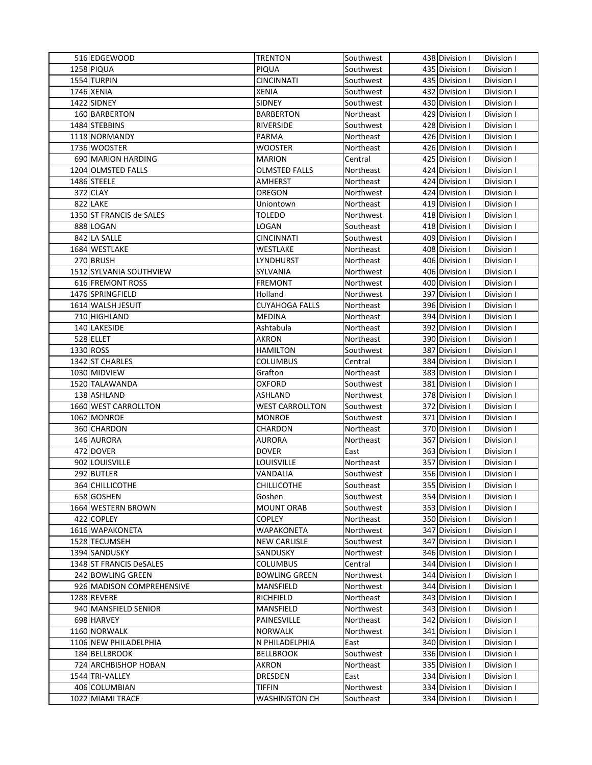| | | | | | | |
|---|---|---|---|---|---|---|
| 516 | EDGEWOOD | TRENTON | Southwest | 438 | Division I | Division I |
| 1258 | PIQUA | PIQUA | Southwest | 435 | Division I | Division I |
| 1554 | TURPIN | CINCINNATI | Southwest | 435 | Division I | Division I |
| 1746 | XENIA | XENIA | Southwest | 432 | Division I | Division I |
| 1422 | SIDNEY | SIDNEY | Southwest | 430 | Division I | Division I |
| 160 | BARBERTON | BARBERTON | Northeast | 429 | Division I | Division I |
| 1484 | STEBBINS | RIVERSIDE | Southwest | 428 | Division I | Division I |
| 1118 | NORMANDY | PARMA | Northeast | 426 | Division I | Division I |
| 1736 | WOOSTER | WOOSTER | Northeast | 426 | Division I | Division I |
| 690 | MARION HARDING | MARION | Central | 425 | Division I | Division I |
| 1204 | OLMSTED FALLS | OLMSTED FALLS | Northeast | 424 | Division I | Division I |
| 1486 | STEELE | AMHERST | Northeast | 424 | Division I | Division I |
| 372 | CLAY | OREGON | Northwest | 424 | Division I | Division I |
| 822 | LAKE | Uniontown | Northeast | 419 | Division I | Division I |
| 1350 | ST FRANCIS de SALES | TOLEDO | Northwest | 418 | Division I | Division I |
| 888 | LOGAN | LOGAN | Southeast | 418 | Division I | Division I |
| 842 | LA SALLE | CINCINNATI | Southwest | 409 | Division I | Division I |
| 1684 | WESTLAKE | WESTLAKE | Northeast | 408 | Division I | Division I |
| 270 | BRUSH | LYNDHURST | Northeast | 406 | Division I | Division I |
| 1512 | SYLVANIA SOUTHVIEW | SYLVANIA | Northwest | 406 | Division I | Division I |
| 616 | FREMONT ROSS | FREMONT | Northwest | 400 | Division I | Division I |
| 1476 | SPRINGFIELD | Holland | Northwest | 397 | Division I | Division I |
| 1614 | WALSH JESUIT | CUYAHOGA FALLS | Northeast | 396 | Division I | Division I |
| 710 | HIGHLAND | MEDINA | Northeast | 394 | Division I | Division I |
| 140 | LAKESIDE | Ashtabula | Northeast | 392 | Division I | Division I |
| 528 | ELLET | AKRON | Northeast | 390 | Division I | Division I |
| 1330 | ROSS | HAMILTON | Southwest | 387 | Division I | Division I |
| 1342 | ST CHARLES | COLUMBUS | Central | 384 | Division I | Division I |
| 1030 | MIDVIEW | Grafton | Northeast | 383 | Division I | Division I |
| 1520 | TALAWANDA | OXFORD | Southwest | 381 | Division I | Division I |
| 138 | ASHLAND | ASHLAND | Northwest | 378 | Division I | Division I |
| 1660 | WEST CARROLLTON | WEST CARROLLTON | Southwest | 372 | Division I | Division I |
| 1062 | MONROE | MONROE | Southwest | 371 | Division I | Division I |
| 360 | CHARDON | CHARDON | Northeast | 370 | Division I | Division I |
| 146 | AURORA | AURORA | Northeast | 367 | Division I | Division I |
| 472 | DOVER | DOVER | East | 363 | Division I | Division I |
| 902 | LOUISVILLE | LOUISVILLE | Northeast | 357 | Division I | Division I |
| 292 | BUTLER | VANDALIA | Southwest | 356 | Division I | Division I |
| 364 | CHILLICOTHE | CHILLICOTHE | Southeast | 355 | Division I | Division I |
| 658 | GOSHEN | Goshen | Southwest | 354 | Division I | Division I |
| 1664 | WESTERN BROWN | MOUNT ORAB | Southwest | 353 | Division I | Division I |
| 422 | COPLEY | COPLEY | Northeast | 350 | Division I | Division I |
| 1616 | WAPAKONETA | WAPAKONETA | Northwest | 347 | Division I | Division I |
| 1528 | TECUMSEH | NEW CARLISLE | Southwest | 347 | Division I | Division I |
| 1394 | SANDUSKY | SANDUSKY | Northwest | 346 | Division I | Division I |
| 1348 | ST FRANCIS DeSALES | COLUMBUS | Central | 344 | Division I | Division I |
| 242 | BOWLING GREEN | BOWLING GREEN | Northwest | 344 | Division I | Division I |
| 926 | MADISON COMPREHENSIVE | MANSFIELD | Northwest | 344 | Division I | Division I |
| 1288 | REVERE | RICHFIELD | Northeast | 343 | Division I | Division I |
| 940 | MANSFIELD SENIOR | MANSFIELD | Northwest | 343 | Division I | Division I |
| 698 | HARVEY | PAINESVILLE | Northeast | 342 | Division I | Division I |
| 1160 | NORWALK | NORWALK | Northwest | 341 | Division I | Division I |
| 1106 | NEW PHILADELPHIA | N PHILADELPHIA | East | 340 | Division I | Division I |
| 184 | BELLBROOK | BELLBROOK | Southwest | 336 | Division I | Division I |
| 724 | ARCHBISHOP HOBAN | AKRON | Northeast | 335 | Division I | Division I |
| 1544 | TRI-VALLEY | DRESDEN | East | 334 | Division I | Division I |
| 406 | COLUMBIAN | TIFFIN | Northwest | 334 | Division I | Division I |
| 1022 | MIAMI TRACE | WASHINGTON CH | Southeast | 334 | Division I | Division I |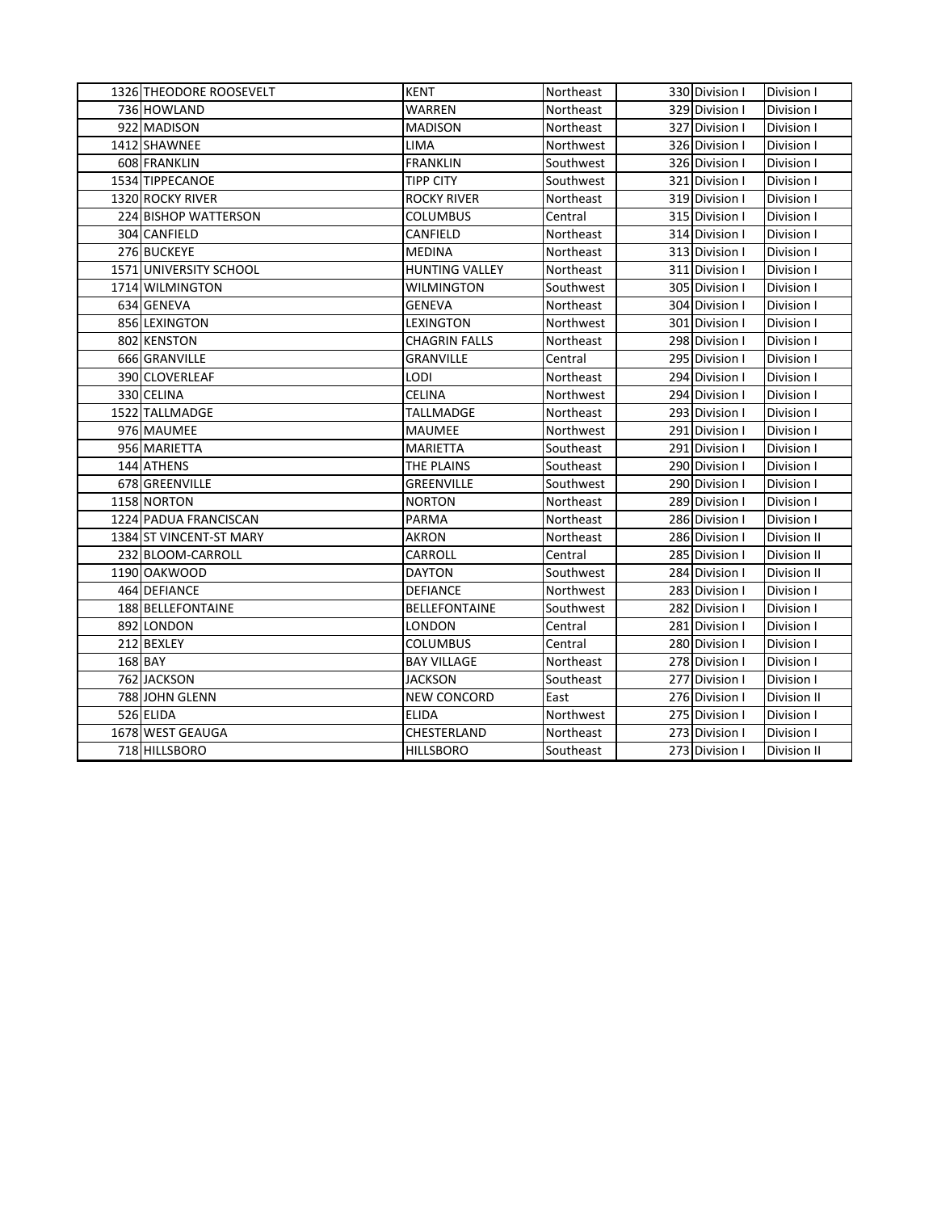| | | | | | | |
|---|---|---|---|---|---|---|
| 1326 | THEODORE ROOSEVELT | KENT | Northeast | 330 | Division I | Division I |
| 736 | HOWLAND | WARREN | Northeast | 329 | Division I | Division I |
| 922 | MADISON | MADISON | Northeast | 327 | Division I | Division I |
| 1412 | SHAWNEE | LIMA | Northwest | 326 | Division I | Division I |
| 608 | FRANKLIN | FRANKLIN | Southwest | 326 | Division I | Division I |
| 1534 | TIPPECANOE | TIPP CITY | Southwest | 321 | Division I | Division I |
| 1320 | ROCKY RIVER | ROCKY RIVER | Northeast | 319 | Division I | Division I |
| 224 | BISHOP WATTERSON | COLUMBUS | Central | 315 | Division I | Division I |
| 304 | CANFIELD | CANFIELD | Northeast | 314 | Division I | Division I |
| 276 | BUCKEYE | MEDINA | Northeast | 313 | Division I | Division I |
| 1571 | UNIVERSITY SCHOOL | HUNTING VALLEY | Northeast | 311 | Division I | Division I |
| 1714 | WILMINGTON | WILMINGTON | Southwest | 305 | Division I | Division I |
| 634 | GENEVA | GENEVA | Northeast | 304 | Division I | Division I |
| 856 | LEXINGTON | LEXINGTON | Northwest | 301 | Division I | Division I |
| 802 | KENSTON | CHAGRIN FALLS | Northeast | 298 | Division I | Division I |
| 666 | GRANVILLE | GRANVILLE | Central | 295 | Division I | Division I |
| 390 | CLOVERLEAF | LODI | Northeast | 294 | Division I | Division I |
| 330 | CELINA | CELINA | Northwest | 294 | Division I | Division I |
| 1522 | TALLMADGE | TALLMADGE | Northeast | 293 | Division I | Division I |
| 976 | MAUMEE | MAUMEE | Northwest | 291 | Division I | Division I |
| 956 | MARIETTA | MARIETTA | Southeast | 291 | Division I | Division I |
| 144 | ATHENS | THE PLAINS | Southeast | 290 | Division I | Division I |
| 678 | GREENVILLE | GREENVILLE | Southwest | 290 | Division I | Division I |
| 1158 | NORTON | NORTON | Northeast | 289 | Division I | Division I |
| 1224 | PADUA FRANCISCAN | PARMA | Northeast | 286 | Division I | Division I |
| 1384 | ST VINCENT-ST MARY | AKRON | Northeast | 286 | Division I | Division II |
| 232 | BLOOM-CARROLL | CARROLL | Central | 285 | Division I | Division II |
| 1190 | OAKWOOD | DAYTON | Southwest | 284 | Division I | Division II |
| 464 | DEFIANCE | DEFIANCE | Northwest | 283 | Division I | Division I |
| 188 | BELLEFONTAINE | BELLEFONTAINE | Southwest | 282 | Division I | Division I |
| 892 | LONDON | LONDON | Central | 281 | Division I | Division I |
| 212 | BEXLEY | COLUMBUS | Central | 280 | Division I | Division I |
| 168 | BAY | BAY VILLAGE | Northeast | 278 | Division I | Division I |
| 762 | JACKSON | JACKSON | Southeast | 277 | Division I | Division I |
| 788 | JOHN GLENN | NEW CONCORD | East | 276 | Division I | Division II |
| 526 | ELIDA | ELIDA | Northwest | 275 | Division I | Division I |
| 1678 | WEST GEAUGA | CHESTERLAND | Northeast | 273 | Division I | Division I |
| 718 | HILLSBORO | HILLSBORO | Southeast | 273 | Division I | Division II |